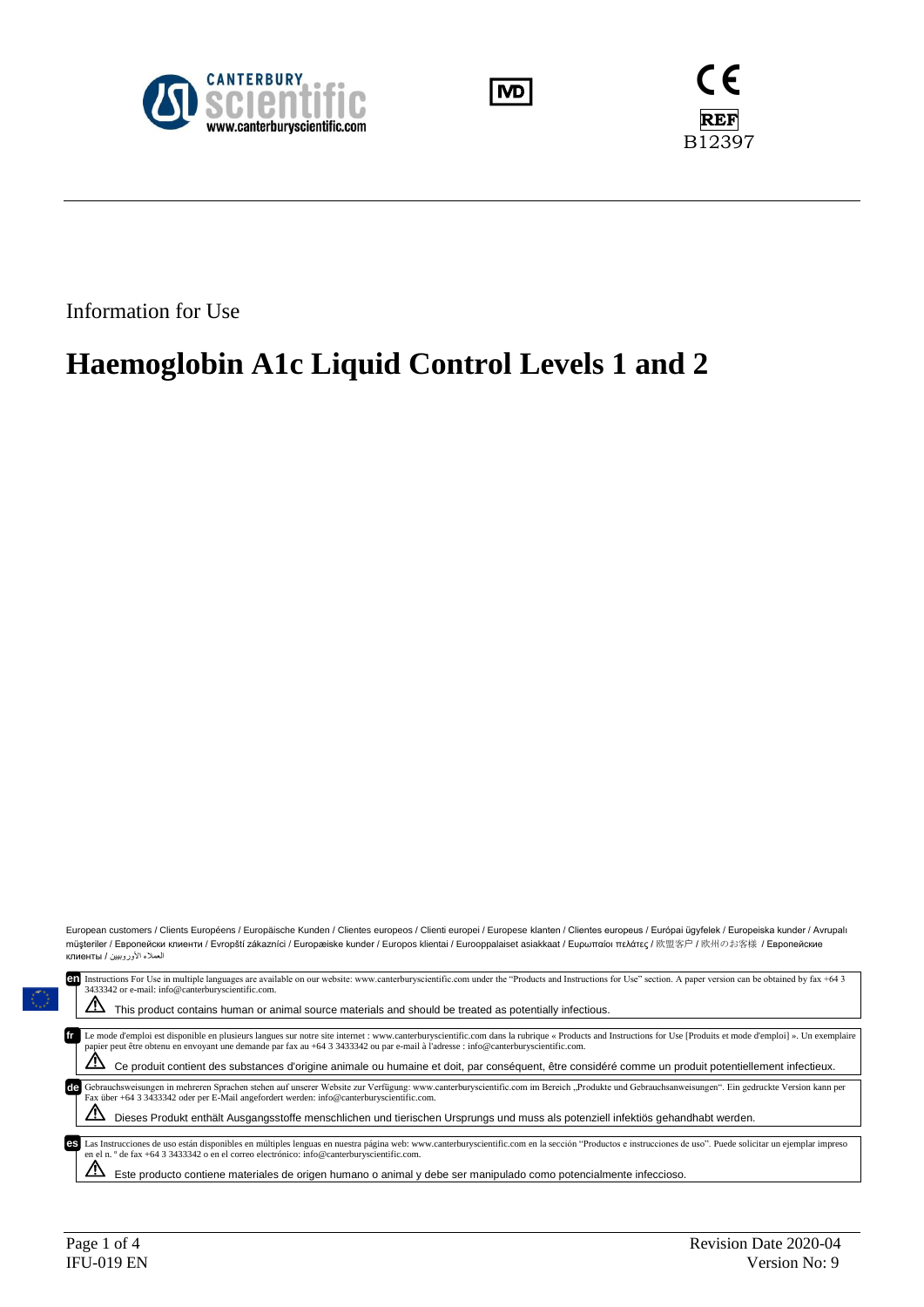CANTERBURY scientific
www.canterburyscientific.com

IVD

CE

REF B12397

Information for Use

# Haemoglobin A1c Liquid Control Levels 1 and 2

European customers / Clients Européens / Europäische Kunden / Clientes europeos / Clienti europei / Europese klanten / Clientes europeus / Európai ügyfelek / Europeiska kunder / Avrupalı müşteriler / Европейски клиенти / Evropští zákazníci / Europæiske kunder / Europos klientai / Eurooppalaiset asiakkaat / Ευρωπαίοι πελάτες / 欧盟客户 / 欧州のお客様 / Европейские клиенты / العملاء الأوروبيين

**en** Instructions For Use in multiple languages are available on our website: www.canterburyscientific.com under the "Products and Instructions for Use" section. A paper version can be obtained by fax +64 3 3433342 or e-mail: info@canterburyscientific.com.

⚠ This product contains human or animal source materials and should be treated as potentially infectious.

**fr** Le mode d'emploi est disponible en plusieurs langues sur notre site internet : www.canterburyscientific.com dans la rubrique « Products and Instructions for Use [Produits et mode d'emploi] ». Un exemplaire papier peut être obtenu en envoyant une demande par fax au +64 3 3433342 ou par e-mail à l'adresse : info@canterburyscientific.com.

⚠ Ce produit contient des substances d'origine animale ou humaine et doit, par conséquent, être considéré comme un produit potentiellement infectieux.

**de** Gebrauchsweisungen in mehreren Sprachen stehen auf unserer Website zur Verfügung: www.canterburyscientific.com im Bereich „Produkte und Gebrauchsanweisungen". Ein gedruckte Version kann per Fax über +64 3 3433342 oder per E-Mail angefordert werden: info@canterburyscientific.com.

⚠ Dieses Produkt enthält Ausgangsstoffe menschlichen und tierischen Ursprungs und muss als potenziell infektiös gehandhabt werden.

**es** Las Instrucciones de uso están disponibles en múltiples lenguas en nuestra página web: www.canterburyscientific.com en la sección "Productos e instrucciones de uso". Puede solicitar un ejemplar impreso en el n. º de fax +64 3 3433342 o en el correo electrónico: info@canterburyscientific.com.

⚠ Este producto contiene materiales de origen humano o animal y debe ser manipulado como potencialmente infeccioso.

IFU-019 EN | Revision Date 2020-04 | Version No: 9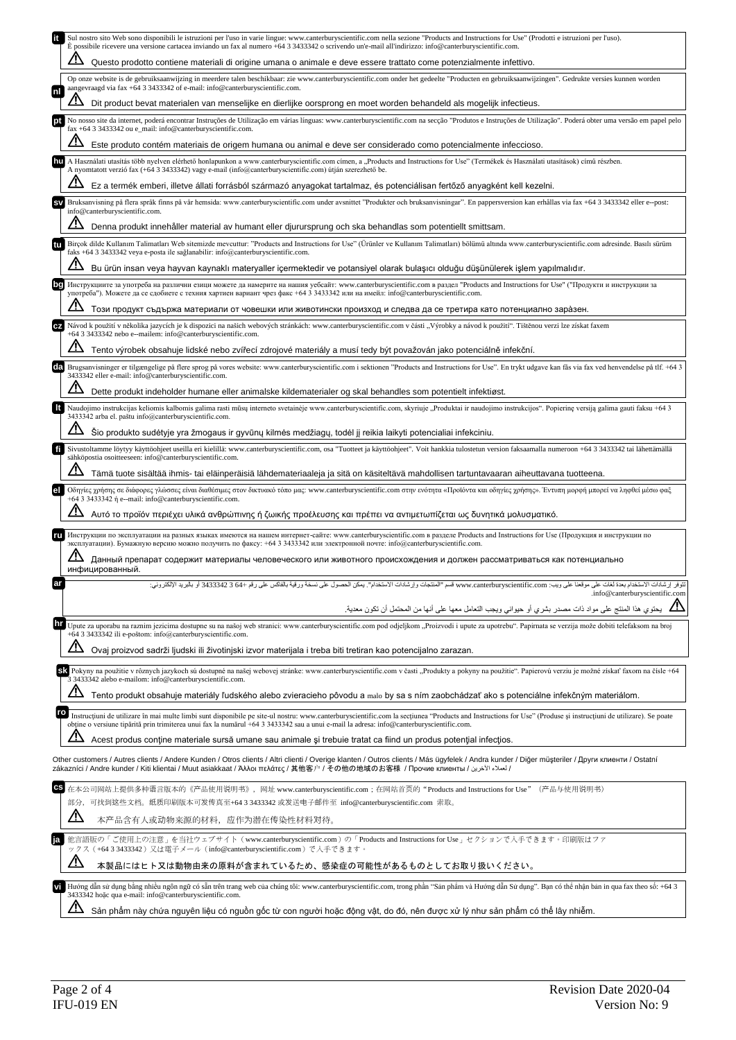**it** Sul nostro sito Web sono disponibili le istruzioni per l'uso in varie lingue: www.canterburyscientific.com nella sezione "Products and Instructions for Use" (Prodotti e istruzioni per l'uso). È possibile ricevere una versione cartacea inviando un fax al numero +64 3 3433342 o scrivendo un'e-mail all'indirizzo: info@canterburyscientific.com.

⚠ Questo prodotto contiene materiali di origine umana o animale e deve essere trattato come potenzialmente infettivo.

**nl** Op onze website is de gebruiksaanwijzing in meerdere talen beschikbaar: zie www.canterburyscientific.com onder het gedeelte "Producten en gebruiksaanwijzingen". Gedrukte versies kunnen worden aangevraagd via fax +64 3 3433342 of e-mail: info@canterburyscientific.com.

⚠ Dit product bevat materialen van menselijke en dierlijke oorsprong en moet worden behandeld als mogelijk infectieus.

**pt** No nosso site da internet, poderá encontrar Instruções de Utilização em várias línguas: www.canterburyscientific.com na secção "Produtos e Instruções de Utilização". Poderá obter uma versão em papel pelo fax +64 3 3433342 ou e_mail: info@canterburyscientific.com.

⚠ Este produto contém materiais de origem humana ou animal e deve ser considerado como potencialmente infeccioso.

**hu** A Használati utasítás több nyelven elérhető honlapunkon a www.canterburyscientific.com címen, a „Products and Instructions for Use" (Termékek és Használati utasítások) című részben. A nyomtatott verzió fax (+64 3 3433342) vagy e-mail (info@canterburyscientific.com) útján szerezhető be.

⚠ Ez a termék emberi, illetve állati forrásból származó anyagokat tartalmaz, és potenciálisan fertőző anyagként kell kezelni.

**sv** Bruksanvisning på flera språk finns på vår hemsida: www.canterburyscientific.com under avsnittet "Produkter och bruksanvisningar". En pappersversion kan erhållas via fax +64 3 3433342 eller e--post: info@canterburyscientific.com.

⚠ Denna produkt innehåller material av humant eller djurursprung och ska behandlas som potentiellt smittsam.

**tu** Birçok dilde Kullanım Talimatları Web sitemizde mevcuttur: "Products and Instructions for Use" (Ürünler ve Kullanım Talimatları) bölümü altında www.canterburyscientific.com adresinde. Basılı sürüm faks +64 3 3433342 veya e-posta ile sağlanabilir: info@canterburyscientific.com.

⚠ Bu ürün insan veya hayvan kaynaklı materyaller içermektedir ve potansiyel olarak bulaşıcı olduğu düşünülerek işlem yapılmalıdır.

**bg** Инструкциите за употреба на различни езици можете да намерите на нашия уебсайт: www.canterburyscientific.com в раздел "Products and Instructions for Use" ("Продукти и инструкции за употреба"). Можете да се сдобиете с техния хартиен вариант чрез факс +64 3 3433342 или на имейл: info@canterburyscientific.com.

⚠ Този продукт съдържа материали от човешки или животински произход и следва да се третира като потенциално зара̀зен.

**cz** Návod k použití v několika jazycích je k dispozici na našich webových stránkách: www.canterburyscientific.com v části „Výrobky a návod k použití". Tištěnou verzi lze získat faxem +64 3 3433342 nebo e--mailem: info@canterburyscientific.com.

⚠ Tento výrobek obsahuje lidské nebo zvířecí zdrojové materiály a musí tedy být považován jako potenciálně infekční.

**da** Brugsanvisninger er tilgængelige på flere sprog på vores website: www.canterburyscientific.com i sektionen "Products and Instructions for Use". En trykt udgave kan fås via fax ved henvendelse på tlf. +64 3 3433342 eller e-mail: info@canterburyscientific.com.

⚠ Dette produkt indeholder humane eller animalske kildematerialer og skal behandles som potentielt infektiøst.

**lt** Naudojimo instrukcijas keliomis kalbomis galima rasti mūsų interneto svetainėje www.canterburyscientific.com, skyriuje „Produktai ir naudojimo instrukcijos". Popierinę versiją galima gauti faksu +64 3 3433342 arba el. paštu info@canterburyscientific.com.

⚠ Šio produkto sudėtyje yra žmogaus ir gyvūnų kilmės medžiagų, todėl jį reikia laikyti potencialiai infekciniu.

**fi** Sivustoltamme löytyy käyttöohjeet useilla eri kielillä: www.canterburyscientific.com, osa "Tuotteet ja käyttöohjeet". Voit hankkia tulostetun version faksaamalla numeroon +64 3 3433342 tai lähettämällä sähköpostia osoitteeseen: info@canterburyscientific.com.

⚠ Tämä tuote sisältää ihmis- tai eläinperäisiä lähdemateriaaleja ja sitä on käsiteltävä mahdollisen tartuntavaaran aiheuttavana tuotteena.

**el** Οδηγίες χρήσης σε διάφορες γλώσσες είναι διαθέσιμες στον δικτυακό τόπο μας: www.canterburyscientific.com στην ενότητα «Προϊόντα και οδηγίες χρήσης». Έντυπη μορφή μπορεί να ληφθεί μέσω φαξ +64 3 3433342 ή e--mail: info@canterburyscientific.com.

⚠ Αυτό το προϊόν περιέχει υλικά ανθρώπινης ή ζωικής προέλευσης και πρέπει να αντιμετωπίζεται ως δυνητικά μολυσματικό.

**ru** Инструкции по эксплуатации на разных языках имеются на нашем интернет-сайте: www.canterburyscientific.com в разделе Products and Instructions for Use (Продукция и инструкции по эксплуатации). Бумажную версию можно получить по факсу: +64 3 3433342 или электронной почте: info@canterburyscientific.com.

⚠ Данный препарат содержит материалы человеческого или животного происхождения и должен рассматриваться как потенциально инфицированный.

**ar** تتوفر إرشادات الاستخدام بعدة لغات على موقعنا على ويب: www.canterburyscientific.com قسم "المنتجات وإرشادات الاستخدام". يمكن الحصول على نسخة ورقية بالفاكس على رقم +64 3 3433342 أو بالبريد الإلكتروني: info@canterburyscientific.com.

⚠ يحتوي هذا المنتج على مواد ذات مصدر بشري أو حيواني ويجب التعامل معها على أنها من المحتمل أن تكون معدية.

**hr** Upute za uporabu na raznim jezicima dostupne su na našoj web stranici: www.canterburyscientific.com pod odjeljkom „Proizvodi i upute za upotrebu". Papirnata se verzija može dobiti telefaksom na broj +64 3 3433342 ili e-poštom: info@canterburyscientific.com.

⚠ Ovaj proizvod sadrži ljudski ili životinjski izvor materijala i treba biti tretiran kao potencijalno zarazan.

**sk** Pokyny na použitie v rôznych jazykoch sú dostupné na našej webovej stránke: www.canterburyscientific.com v časti „Produkty a pokyny na použitie". Papierovú verziu je možné získať faxom na čísle +64 3 3433342 alebo e-mailom: info@canterburyscientific.com.

⚠ Tento produkt obsahuje materiály ľudského alebo zvieracieho pôvodu a malo by sa s ním zaobchádzať ako s potenciálne infekčným materiálom.

**ro** Instrucţiuni de utilizare în mai multe limbi sunt disponibile pe site-ul nostru: www.canterburyscientific.com la secţiunea "Products and Instructions for Use" (Produse şi instrucţiuni de utilizare). Se poate obţine o versiune tipărită prin trimiterea unui fax la numărul +64 3 3433342 sau a unui e-mail la adresa: info@canterburyscientific.com.

⚠ Acest produs conţine materiale sursă umane sau animale şi trebuie tratat ca fiind un produs potenţial infecţios.

Other customers / Autres clients / Andere Kunden / Otros clients / Altri clienti / Overige klanten / Outros clientes / Más ügyfelek / Andra kunder / Diğer müşteriler / Други клиенти / Ostatní zákazníci / Andre kunder / Kiti klientai / Muut asiakkaat / Άλλοι πελάτες / 其他客户 / その他の地域のお客様 / Прочие клиенты / لعملاء الآخرين /

**cs** 在本公司网站上提供多种语言版本的《产品使用说明书》，网址 www.canterburyscientific.com；在网站首页的"Products and Instructions for Use"（产品与使用说明书）部分，可找到这些文档。纸质印刷版本可发传真至+64 3 3433342 或发送电子邮件至 info@canterburyscientific.com 索取。

⚠ 本产品含有人或动物来源的材料，应作为潜在传染性材料对待。

**ja** 他言語版の「ご使用上の注意」を当社ウェブサイト（www.canterburyscientific.com）の「Products and Instructions for Use」セクションで入手できます。印刷版はファックス（+64 3 3433342）又は電子メール（info@canterburyscientific.com）で入手できます。

⚠ 本製品にはヒト又は動物由来の原料が含まれているため、感染症の可能性があるものとしてお取り扱いください。

**vi** Hướng dẫn sử dụng bằng nhiều ngôn ngữ có sẵn trên trang web của chúng tôi: www.canterburyscientific.com, trong phần "Sản phẩm và Hướng dẫn Sử dụng". Bạn có thể nhận bản in qua fax theo số: +64 3 3433342 hoặc qua e-mail: info@canterburyscientific.com.

⚠ Sản phẩm này chứa nguyên liệu có nguồn gốc từ con người hoặc động vật, do đó, nên được xử lý như sản phẩm có thể lây nhiễm.

IFU-019 EN

Revision Date 2020-04

Version No: 9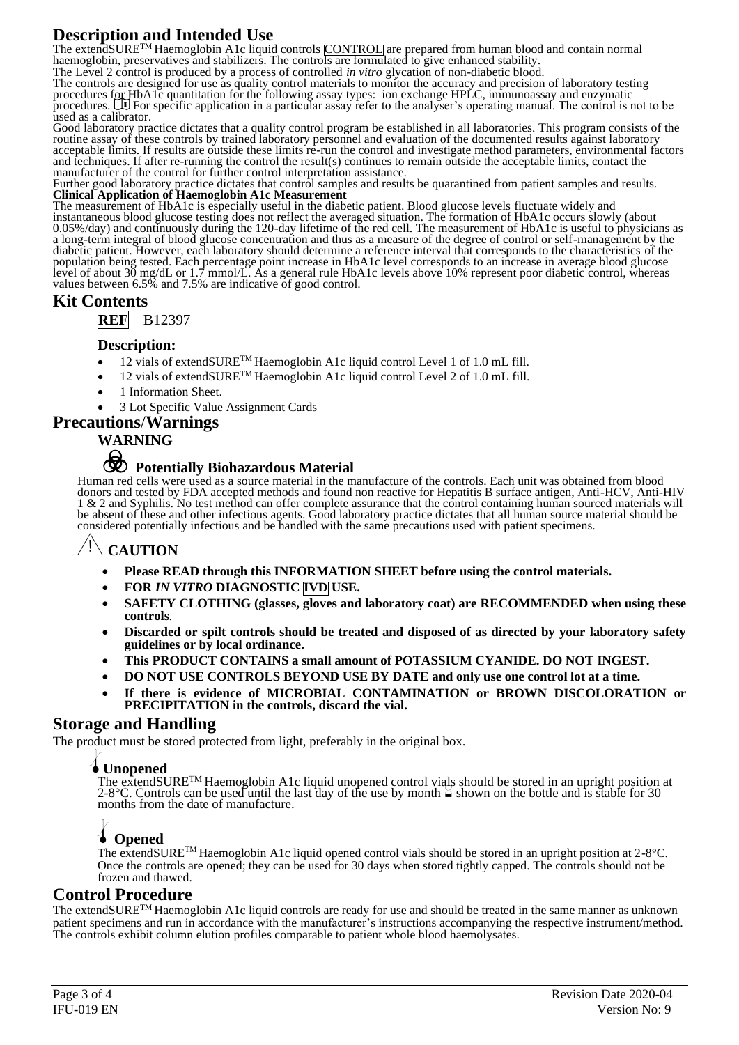## Description and Intended Use

The extendSURE™ Haemoglobin A1c liquid controls CONTROL are prepared from human blood and contain normal haemoglobin, preservatives and stabilizers. The controls are formulated to give enhanced stability.

The Level 2 control is produced by a process of controlled *in vitro* glycation of non-diabetic blood.

The controls are designed for use as quality control materials to monitor the accuracy and precision of laboratory testing procedures for HbA1c quantitation for the following assay types: ion exchange HPLC, immunoassay and enzymatic procedures. For specific application in a particular assay refer to the analyser's operating manual. The control is not to be used as a calibrator.

Good laboratory practice dictates that a quality control program be established in all laboratories. This program consists of the routine assay of these controls by trained laboratory personnel and evaluation of the documented results against laboratory acceptable limits. If results are outside these limits re-run the control and investigate method parameters, environmental factors and techniques. If after re-running the control the result(s) continues to remain outside the acceptable limits, contact the manufacturer of the control for further control interpretation assistance.

Further good laboratory practice dictates that control samples and results be quarantined from patient samples and results.

**Clinical Application of Haemoglobin A1c Measurement**

The measurement of HbA1c is especially useful in the diabetic patient. Blood glucose levels fluctuate widely and instantaneous blood glucose testing does not reflect the averaged situation. The formation of HbA1c occurs slowly (about 0.05%/day) and continuously during the 120-day lifetime of the red cell. The measurement of HbA1c is useful to physicians as a long-term integral of blood glucose concentration and thus as a measure of the degree of control or self-management by the diabetic patient. However, each laboratory should determine a reference interval that corresponds to the characteristics of the population being tested. Each percentage point increase in HbA1c level corresponds to an increase in average blood glucose level of about 30 mg/dL or 1.7 mmol/L. As a general rule HbA1c levels above 10% represent poor diabetic control, whereas values between 6.5% and 7.5% are indicative of good control.

## Kit Contents

**REF** B12397

### Description:

- 12 vials of extendSURE™ Haemoglobin A1c liquid control Level 1 of 1.0 mL fill.
- 12 vials of extendSURE™ Haemoglobin A1c liquid control Level 2 of 1.0 mL fill.
- 1 Information Sheet.
- 3 Lot Specific Value Assignment Cards

## Precautions/Warnings

### WARNING

### Potentially Biohazardous Material

Human red cells were used as a source material in the manufacture of the controls. Each unit was obtained from blood donors and tested by FDA accepted methods and found non reactive for Hepatitis B surface antigen, Anti-HCV, Anti-HIV 1 & 2 and Syphilis. No test method can offer complete assurance that the control containing human sourced materials will be absent of these and other infectious agents. Good laboratory practice dictates that all human source material should be considered potentially infectious and be handled with the same precautions used with patient specimens.

### CAUTION

- **Please READ through this INFORMATION SHEET before using the control materials.**
- **FOR *IN VITRO* DIAGNOSTIC IVD USE.**
- **SAFETY CLOTHING (glasses, gloves and laboratory coat) are RECOMMENDED when using these controls.**
- **Discarded or spilt controls should be treated and disposed of as directed by your laboratory safety guidelines or by local ordinance.**
- **This PRODUCT CONTAINS a small amount of POTASSIUM CYANIDE. DO NOT INGEST.**
- **DO NOT USE CONTROLS BEYOND USE BY DATE and only use one control lot at a time.**
- **If there is evidence of MICROBIAL CONTAMINATION or BROWN DISCOLORATION or PRECIPITATION in the controls, discard the vial.**

## Storage and Handling

The product must be stored protected from light, preferably in the original box.

### Unopened

The extendSURE™ Haemoglobin A1c liquid unopened control vials should be stored in an upright position at 2-8°C. Controls can be used until the last day of the use by month shown on the bottle and is stable for 30 months from the date of manufacture.

### Opened

The extendSURE™ Haemoglobin A1c liquid opened control vials should be stored in an upright position at 2-8°C. Once the controls are opened; they can be used for 30 days when stored tightly capped. The controls should not be frozen and thawed.

## Control Procedure

The extendSURE™ Haemoglobin A1c liquid controls are ready for use and should be treated in the same manner as unknown patient specimens and run in accordance with the manufacturer's instructions accompanying the respective instrument/method. The controls exhibit column elution profiles comparable to patient whole blood haemolysates.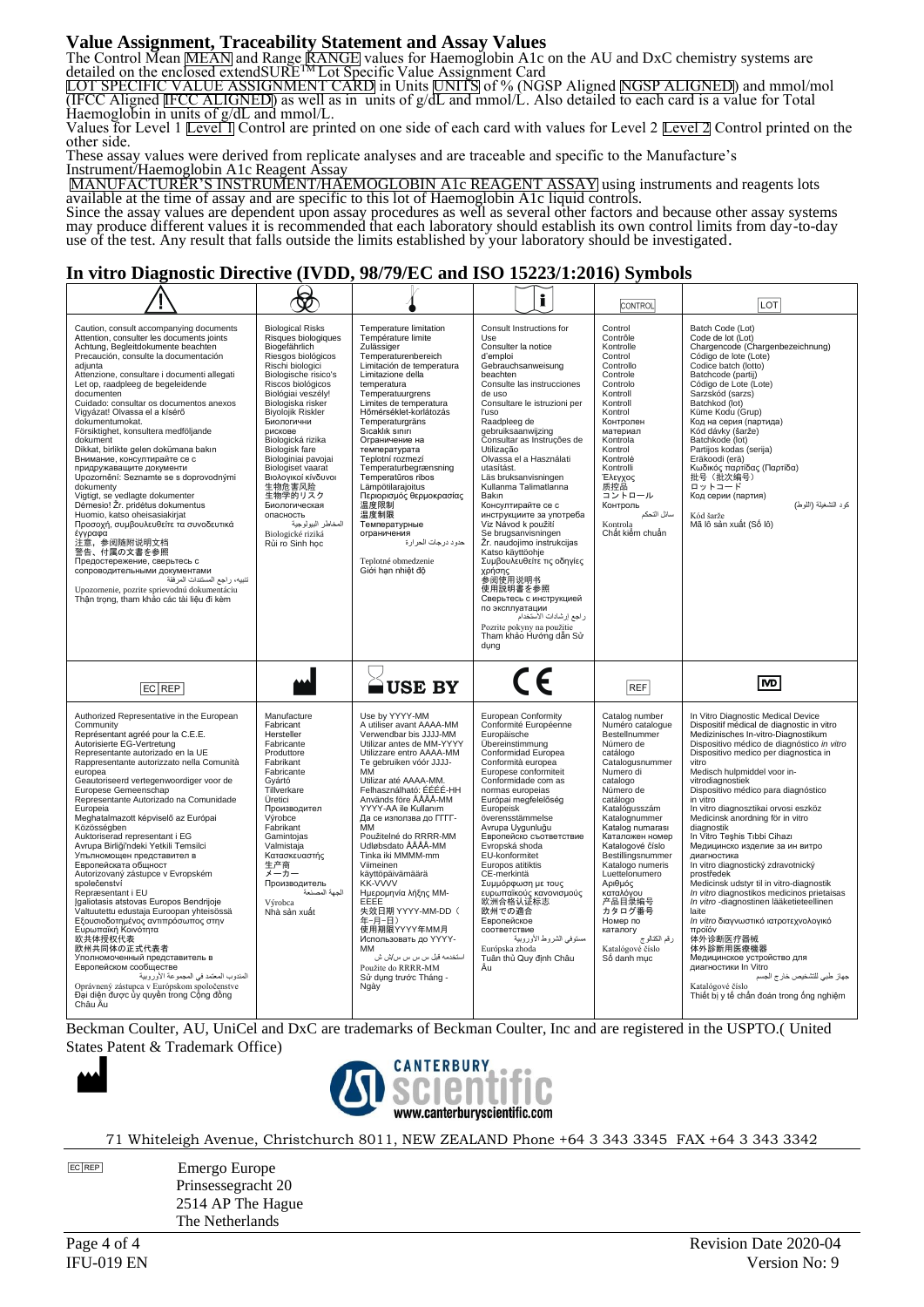# Value Assignment, Traceability Statement and Assay Values

The Control Mean MEAN and Range RANGE values for Haemoglobin A1c on the AU and DxC chemistry systems are detailed on the enclosed extendSURE™ Lot Specific Value Assignment Card LOT SPECIFIC VALUE ASSIGNMENT CARD in Units UNITS of % (NGSP Aligned NGSP ALIGNED) and mmol/mol (IFCC Aligned IFCC ALIGNED) as well as in units of g/dL and mmol/L. Also detailed to each card is a value for Total Haemoglobin in units of g/dL and mmol/L.

Values for Level 1 Level 1 Control are printed on one side of each card with values for Level 2 Level 2 Control printed on the other side.

These assay values were derived from replicate analyses and are traceable and specific to the Manufacture's Instrument/Haemoglobin A1c Reagent Assay MANUFACTURER'S INSTRUMENT/HAEMOGLOBIN A1c REAGENT ASSAY using instruments and reagents lots available at the time of assay and are specific to this lot of Haemoglobin A1c liquid controls.

Since the assay values are dependent upon assay procedures as well as several other factors and because other assay systems may produce different values it is recommended that each laboratory should establish its own control limits from day-to-day use of the test. Any result that falls outside the limits established by your laboratory should be investigated.

# In vitro Diagnostic Directive (IVDD, 98/79/EC and ISO 15223/1:2016) Symbols

| ⚠ | ☣ | 🌡 | i | CONTROL | LOT |
|---|---|---|---|---|---|
| Caution, consult accompanying documents<br>Attention, consulter les documents joints<br>Achtung, Begleitdokumente beachten<br>Precaución, consulte la documentación adjunta<br>Attenzione, consultare i documenti allegati<br>Let op, raadpleeg de begeleidende documenten<br>Cuidado: consultar os documentos anexos<br>Vigyázat! Olvassa el a kísérő dokumentumokat.<br>Försiktighet, konsultera medföljande dokument<br>Dikkat, birlikte gelen dokümana bakın<br>Внимание, консултирайте се с придружаващите документи<br>Upozornění: Seznamte se s doprovodnými dokumenty<br>Vigtigt, se vedlagte dokumenter<br>Dėmesio! Žr. pridėtus dokumentus<br>Huomio, katso oheisasiakirjat<br>Προσοχή, συμβουλευθείτε τα συνοδευτικά έγγραφα<br>注意，参阅随附说明文档<br>警告、付属の文書を参照<br>Предостережение, сверьтесь с сопроводительными документами<br>تنبيه، راجع المستندات المرفقة<br>Upozornenie, pozrite sprievodnú dokumentáciu<br>Thận trọng, tham khảo các tài liệu đi kèm | Biological Risks<br>Risques biologiques<br>Biogefährlich<br>Riesgos biológicos<br>Rischi biologici<br>Biologische risico's<br>Riscos biológicos<br>Biológiai veszély!<br>Biologiska risker<br>Biyolojik Riskler<br>Биологични рискове<br>Biologická rizika<br>Biologisk fare<br>Biologiniai pavojai<br>Biologiset vaarat<br>Βιολογικοί κίνδυνοι<br>生物危害风险<br>生物学的リスク<br>Биологическая опасность<br>المخاطر البيولوجية<br>Biologické riziká<br>Rủi ro Sinh học | Temperature limitation<br>Température limite<br>Zulässiger Temperaturenbereich<br>Limitación de temperatura<br>Limitazione della temperatura<br>Temperatuurgrens<br>Limites de temperatura<br>Hőmérséklet-korlátozás<br>Temperaturgräns<br>Sıcaklık sınırı<br>Ограничение на температурата<br>Teplotní rozmezí<br>Temperaturbegrænsning<br>Temperatūros ribos<br>Lämpötilarajoitus<br>Περιορισμός θερμοκρασίας<br>温度限制<br>温度制限<br>Температурные ограничения<br>حدود درجات الحرارة<br>Teplotné obmedzenie<br>Giới hạn nhiệt độ | Consult Instructions for Use<br>Consulter la notice d'emploi<br>Gebrauchsanweisung beachten<br>Consulte las instrucciones de uso<br>Consultare le istruzioni per l'uso<br>Raadpleeg de gebruiksaanwijzing<br>Consultar as Instruções de Utilização<br>Olvassa el a Használati utasítást.<br>Läs bruksanvisningen<br>Kullanma Talimatlarına Bakın<br>Консултирайте се с инструкциите за употреба<br>Viz Návod k použití<br>Se brugsanvisningen<br>Žr. naudojimo instrukcijas<br>Katso käyttöohje<br>Συμβουλευθείτε τις οδηγίες χρήσης<br>参阅使用说明书<br>使用説明書を参照<br>Сверьтесь с инструкцией по эксплуатации<br>راجع إرشادات الاستخدام<br>Pozrite pokyny na použitie<br>Tham khảo Hướng dẫn Sử dụng | Control<br>Contrôle<br>Kontrolle<br>Control<br>Controllo<br>Controle<br>Controlo<br>Kontroll<br>Kontroll<br>Kontrol<br>Контролен материал<br>Kontrola<br>Kontrol<br>Kontrolė<br>Kontrolli<br>Έλεγχος<br>质控品<br>コントロール<br>Контроль<br>سائل التحكم<br>Kontrola<br>Chất kiểm chuẩn | Batch Code (Lot)<br>Code de lot (Lot)<br>Chargencode (Chargenbezeichnung)<br>Código de lote (Lote)<br>Codice batch (lotto)<br>Batchcode (partij)<br>Código de Lote (Lote)<br>Sarzskód (sarzs)<br>Batchkod (lot)<br>Kütme Kodu (Grup)<br>Код на серия (партида)<br>Kód dávky (šarže)<br>Batchkode (lot)<br>Partijos kodas (serija)<br>Eräkoodi (erä)<br>Κωδικός παρτίδας (Παρτίδα)<br>批号（批次编号）<br>ロットコード<br>Код серии (партия)<br>كود التشغيلة (اللوط)<br>Kód šarže<br>Mã lô sản xuất (Số lô) |
| EC REP | 🏭 | ⌛ USE BY | CE | REF | IVD |
| Authorized Representative in the European Community<br>Représentant agréé pour la C.E.E.<br>Autorisierte EG-Vertretung<br>Representante autorizado en la UE<br>Rappresentante autorizzato nella Comunità europea<br>Geautoriseerd vertegenwoordiger voor de Europese Gemeenschap<br>Representante Autorizado na Comunidade Europeia<br>Meghatalmazott képviselő az Európai Közösségben<br>Auktoriserad representant i EG<br>Avrupa Birliği'ndeki Yetkili Temsilci<br>Упълномощен представител в Европейската общност<br>Autorizovaný zástupce v Evropském společenství<br>Repræsentant i EU<br>Įgaliotasis atstovas Europos Bendrijoje<br>Valtuutettu edustaja Euroopan yhteisössä<br>Εξουσιοδοτημένος αντιπρόσωπος στην Ευρωπαϊκή Κοινότητα<br>欧共体授权代表<br>欧州共同体の正式代表者<br>Уполномоченный представитель в Европейском сообществе<br>المندوب المعتمد في المجموعة الأوروبية<br>Oprávnený zástupca v Európskom spoločenstve<br>Đại diện được ủy quyền trong Cộng đồng Châu Âu | Manufacture<br>Fabricant<br>Hersteller<br>Fabricante<br>Produttore<br>Fabrikant<br>Fabricante<br>Gyártó<br>Tillverkare<br>Üretici<br>Производител<br>Výrobce<br>Fabrikant<br>Gamintojas<br>Valmistaja<br>Κατασκευαστής<br>生产商<br>メーカー<br>Производитель<br>الجهة المصنعة<br>Výrobca<br>Nhà sản xuất | Use by YYYY-MM<br>A utiliser avant AAAA-MM<br>Verwendbar bis JJJJ-MM<br>Utilizar antes de MM-YYYY<br>Utilizzare entro AAAA-MM<br>Te gebruiken vóór JJJJ-MM<br>Utilizar até AAAA-MM.<br>Felhasználható: ÉÉÉÉ-HH<br>Används före ÅÅÅÅ-MM<br>YYYY-AA ile Kullanım<br>Да се използва до ГГГГ-ММ<br>Použitelné do RRRR-MM<br>Udløbsdato ÅÅÅÅ-MM<br>Tinka iki MMMM-mm<br>Viimeinen käyttöpäivämäärä KK-VVVV<br>Ημερομηνία λήξης ΜΜ-ΕΕΕΕ<br>失效日期 YYYY-MM-DD（年-月-日）<br>使用期限YYYY年MM月<br>Использовать до YYYY-MM<br>استخدمه قبل س س س س/ش ش<br>Použite do RRRR-MM<br>Sử dụng trước Tháng - Ngày | European Conformity<br>Conformité Européenne<br>Europäische Übereinstimmung<br>Conformidad Europea<br>Conformità europea<br>Europese conformiteit<br>Conformidade com as normas europeias<br>Európai megfelelőség<br>Europeisk överensstämmelse<br>Avrupa Uygunluğu<br>Европейско съответствие<br>Evropská shoda<br>EU-konformitet<br>Europos atitiktis<br>CE-merkintä<br>Συμμόρφωση με τους ευρωπαϊκούς κανονισμούς<br>欧洲合格认证标志<br>欧州での適合<br>Европейское соответствие<br>مستوفي الشروط الأوروبية<br>Európska zhoda<br>Tuân thủ Quy định Châu Âu | Catalog number<br>Numéro catalogue<br>Bestellnummer<br>Número de catálogo<br>Catalogusnummer<br>Numero di catalogo<br>Número de catálogo<br>Katalógusszám<br>Katalognummer<br>Katalog numarası<br>Каталожен номер<br>Katalogové číslo<br>Bestillingsnummer<br>Katalogo numeris<br>Luettelonumero<br>Αριθμός καταλόγου<br>产品目录编号<br>カタログ番号<br>Номер по каталогу<br>رقم الكتالوج<br>Katalógové číslo<br>Số danh mục | In Vitro Diagnostic Medical Device<br>Dispositif médical de diagnostic in vitro<br>Medizinisches In-vitro-Diagnostikum<br>Dispositivo médico de diagnóstico *in vitro*<br>Dispositivo medico per diagnostica in vitro<br>Medisch hulpmiddel voor in-vitrodiagnostiek<br>Dispositivo médico para diagnóstico in vitro<br>In vitro diagnosztikai orvosi eszköz<br>Medicinsk anordning för in vitro diagnostik<br>In Vitro Teşhis Tıbbi Cihazı<br>Медицинско изделие за ин витро диагностика<br>In vitro diagnostický zdravotnický prostředek<br>Medicinsk udstyr til in vitro-diagnostik<br>*In vitro* diagnostikos medicinos prietaisas<br>*In vitro* -diagnostinen lääketieteellinen laite<br>*In vitro* διαγνωστικό ιατροτεχνολογικό προϊόν<br>体外诊断医疗器械<br>体外診断用医療機器<br>Медицинское устройство для диагностики In Vitro<br>جهاز طبي للتشخيص خارج الجسم<br>Katalógové číslo<br>Thiết bị y tế chẩn đoán trong ống nghiệm |

Beckman Coulter, AU, UniCel and DxC are trademarks of Beckman Coulter, Inc and are registered in the USPTO.( United States Patent & Trademark Office)

CANTERBURY scientific
www.canterburyscientific.com

71 Whiteleigh Avenue, Christchurch 8011, NEW ZEALAND Phone +64 3 343 3345 FAX +64 3 343 3342

EC REP Emergo Europe
Prinsessegracht 20
2514 AP The Hague
The Netherlands

IFU-019 EN

Revision Date 2020-04
Version No: 9